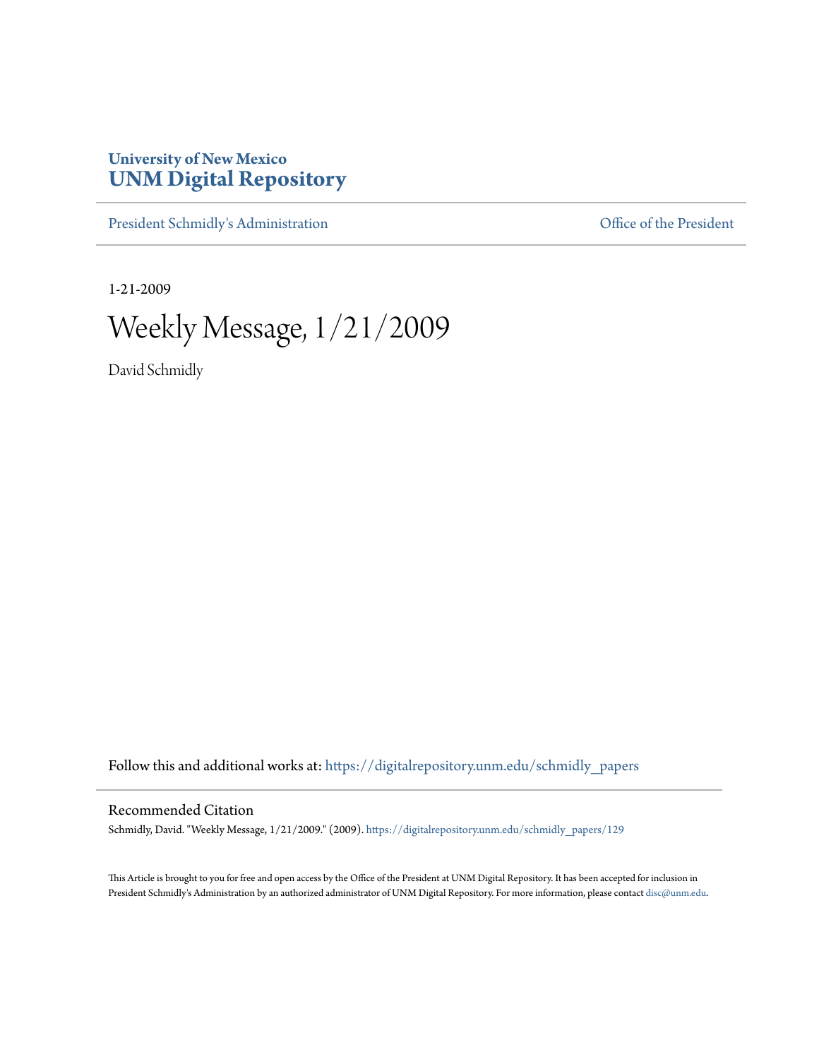University of New Mexico
**UNM Digital Repository**

President Schmidly's Administration | Office of the President

1-21-2009

# Weekly Message, 1/21/2009

David Schmidly

Follow this and additional works at: https://digitalrepository.unm.edu/schmidly_papers

## Recommended Citation

Schmidly, David. "Weekly Message, 1/21/2009." (2009). https://digitalrepository.unm.edu/schmidly_papers/129

This Article is brought to you for free and open access by the Office of the President at UNM Digital Repository. It has been accepted for inclusion in President Schmidly's Administration by an authorized administrator of UNM Digital Repository. For more information, please contact disc@unm.edu.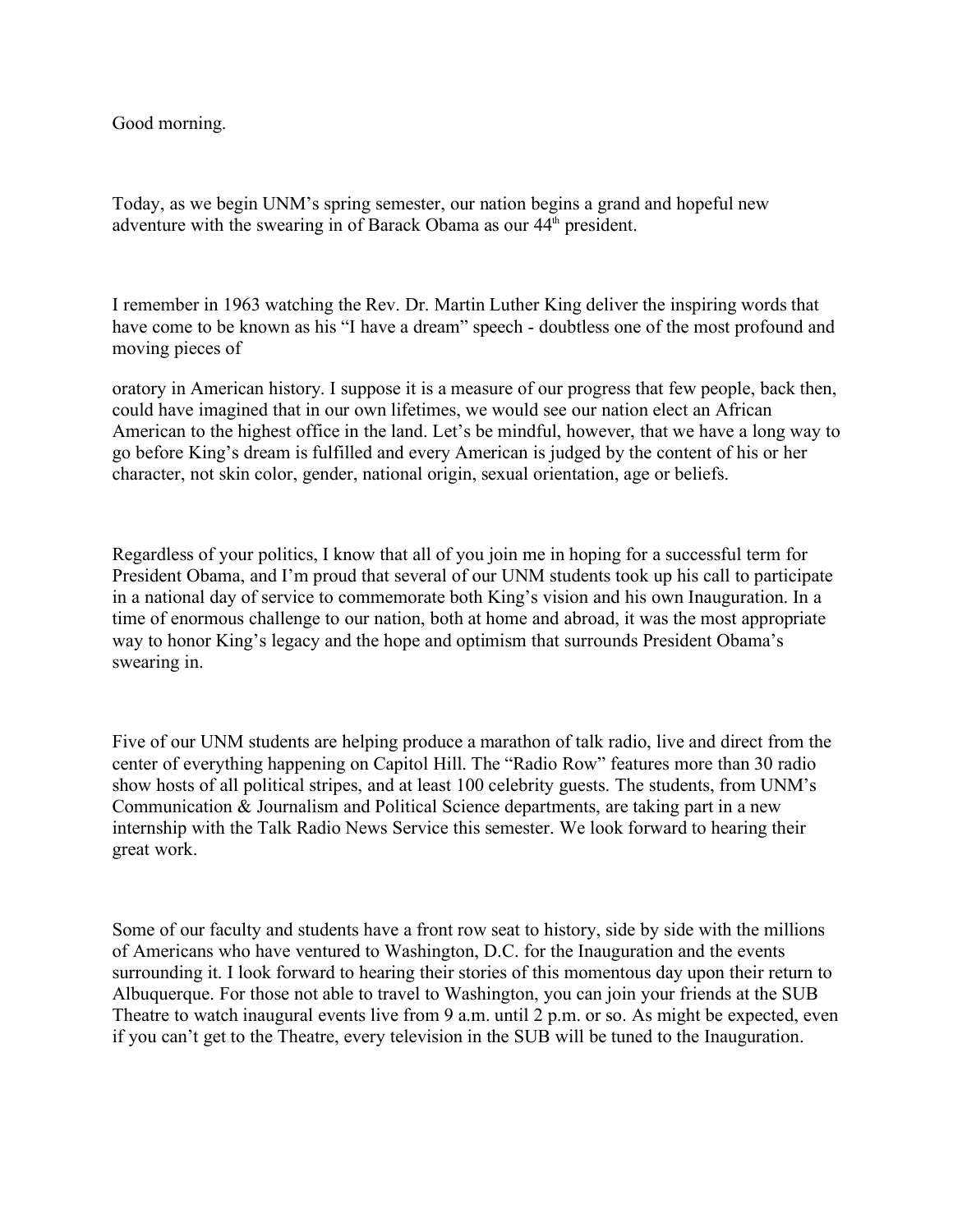Good morning.

Today, as we begin UNM's spring semester, our nation begins a grand and hopeful new adventure with the swearing in of Barack Obama as our 44th president.

I remember in 1963 watching the Rev. Dr. Martin Luther King deliver the inspiring words that have come to be known as his "I have a dream" speech - doubtless one of the most profound and moving pieces of oratory in American history. I suppose it is a measure of our progress that few people, back then, could have imagined that in our own lifetimes, we would see our nation elect an African American to the highest office in the land. Let's be mindful, however, that we have a long way to go before King's dream is fulfilled and every American is judged by the content of his or her character, not skin color, gender, national origin, sexual orientation, age or beliefs.

Regardless of your politics, I know that all of you join me in hoping for a successful term for President Obama, and I'm proud that several of our UNM students took up his call to participate in a national day of service to commemorate both King's vision and his own Inauguration. In a time of enormous challenge to our nation, both at home and abroad, it was the most appropriate way to honor King's legacy and the hope and optimism that surrounds President Obama's swearing in.

Five of our UNM students are helping produce a marathon of talk radio, live and direct from the center of everything happening on Capitol Hill. The "Radio Row" features more than 30 radio show hosts of all political stripes, and at least 100 celebrity guests. The students, from UNM's Communication & Journalism and Political Science departments, are taking part in a new internship with the Talk Radio News Service this semester. We look forward to hearing their great work.

Some of our faculty and students have a front row seat to history, side by side with the millions of Americans who have ventured to Washington, D.C. for the Inauguration and the events surrounding it. I look forward to hearing their stories of this momentous day upon their return to Albuquerque. For those not able to travel to Washington, you can join your friends at the SUB Theatre to watch inaugural events live from 9 a.m. until 2 p.m. or so. As might be expected, even if you can't get to the Theatre, every television in the SUB will be tuned to the Inauguration.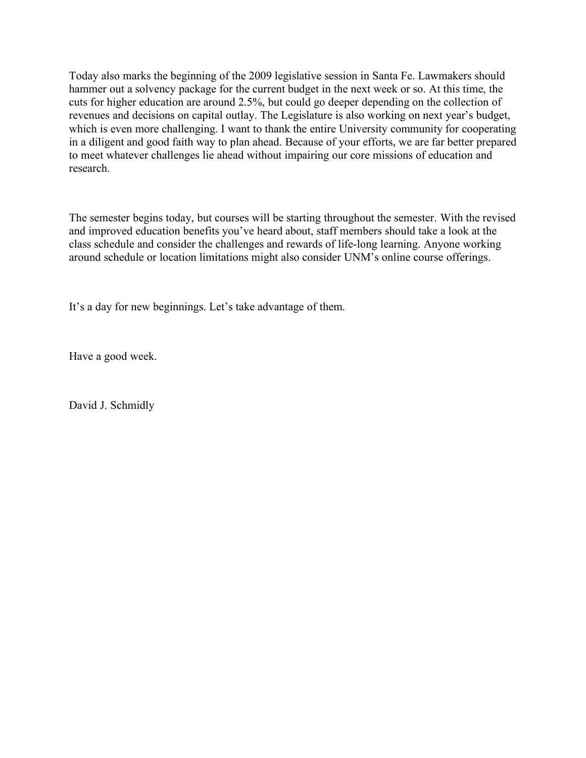Today also marks the beginning of the 2009 legislative session in Santa Fe. Lawmakers should hammer out a solvency package for the current budget in the next week or so. At this time, the cuts for higher education are around 2.5%, but could go deeper depending on the collection of revenues and decisions on capital outlay. The Legislature is also working on next year's budget, which is even more challenging. I want to thank the entire University community for cooperating in a diligent and good faith way to plan ahead. Because of your efforts, we are far better prepared to meet whatever challenges lie ahead without impairing our core missions of education and research.

The semester begins today, but courses will be starting throughout the semester. With the revised and improved education benefits you've heard about, staff members should take a look at the class schedule and consider the challenges and rewards of life-long learning. Anyone working around schedule or location limitations might also consider UNM's online course offerings.

It's a day for new beginnings. Let's take advantage of them.

Have a good week.

David J. Schmidly